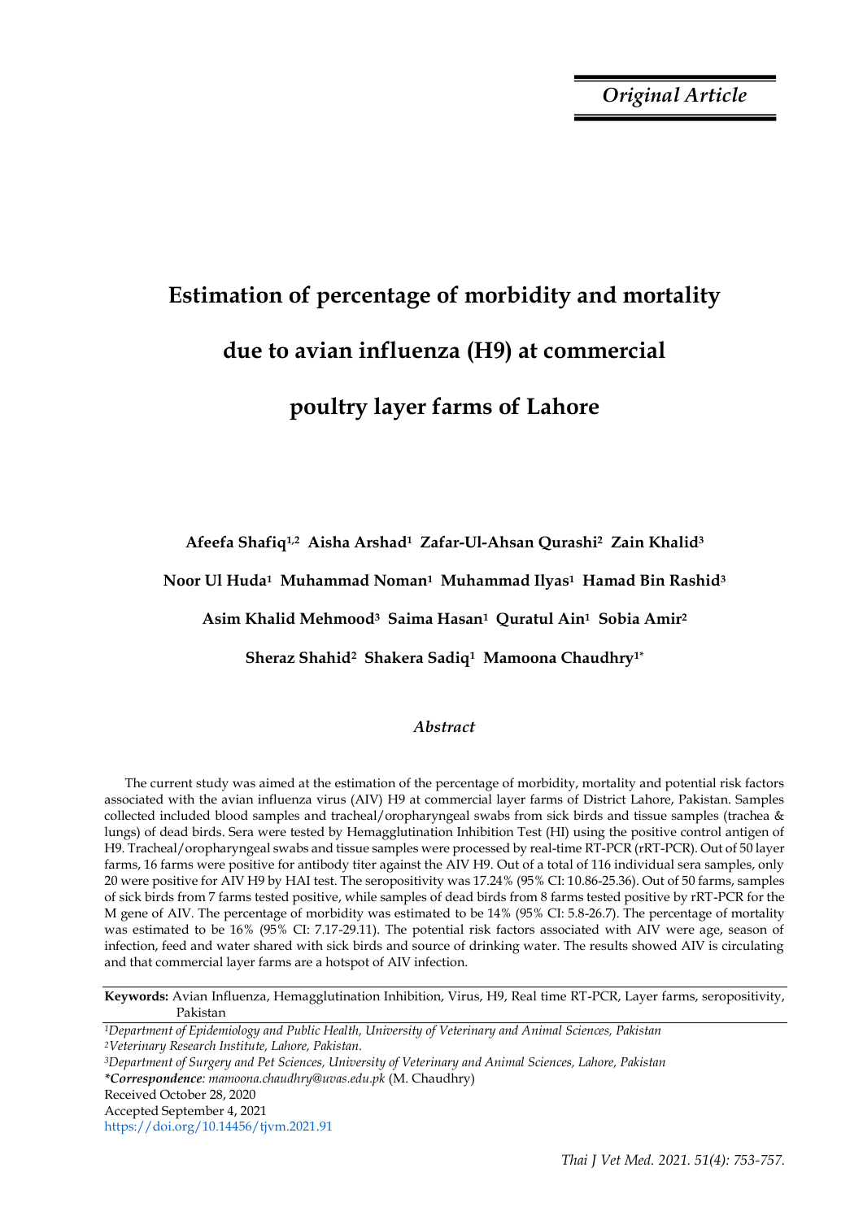*Original Article*

# Estimation of percentage of morbidity and mortality due to avian influenza (H9) at commercial poultry layer farms of Lahore

**Afeefa Shafiq[1,2] Aisha Arshad[1] Zafar-Ul-Ahsan Qurashi[2] Zain Khalid[3] Noor Ul Huda[1] Muhammad Noman[1] Muhammad Ilyas[1] Hamad Bin Rashid[3] Asim Khalid Mehmood[3] Saima Hasan[1] Quratul Ain[1] Sobia Amir[2] Sheraz Shahid[2] Shakera Sadiq[1] Mamoona Chaudhry[1*]**

### *Abstract*

The current study was aimed at the estimation of the percentage of morbidity, mortality and potential risk factors associated with the avian influenza virus (AIV) H9 at commercial layer farms of District Lahore, Pakistan. Samples collected included blood samples and tracheal/oropharyngeal swabs from sick birds and tissue samples (trachea & lungs) of dead birds. Sera were tested by Hemagglutination Inhibition Test (HI) using the positive control antigen of H9. Tracheal/oropharyngeal swabs and tissue samples were processed by real-time RT-PCR (rRT-PCR). Out of 50 layer farms, 16 farms were positive for antibody titer against the AIV H9. Out of a total of 116 individual sera samples, only 20 were positive for AIV H9 by HAI test. The seropositivity was 17.24% (95% CI: 10.86-25.36). Out of 50 farms, samples of sick birds from 7 farms tested positive, while samples of dead birds from 8 farms tested positive by rRT-PCR for the M gene of AIV. The percentage of morbidity was estimated to be 14% (95% CI: 5.8-26.7). The percentage of mortality was estimated to be 16% (95% CI: 7.17-29.11). The potential risk factors associated with AIV were age, season of infection, feed and water shared with sick birds and source of drinking water. The results showed AIV is circulating and that commercial layer farms are a hotspot of AIV infection.

**Keywords:** Avian Influenza, Hemagglutination Inhibition, Virus, H9, Real time RT-PCR, Layer farms, seropositivity, Pakistan

[1]*Department of Epidemiology and Public Health, University of Veterinary and Animal Sciences, Pakistan*
[2]*Veterinary Research Institute, Lahore, Pakistan.*
[3]*Department of Surgery and Pet Sciences, University of Veterinary and Animal Sciences, Lahore, Pakistan*
****Correspondence**: mamoona.chaudhry@uvas.edu.pk* (M. Chaudhry)
Received October 28, 2020
Accepted September 4, 2021
https://doi.org/10.14456/tjvm.2021.91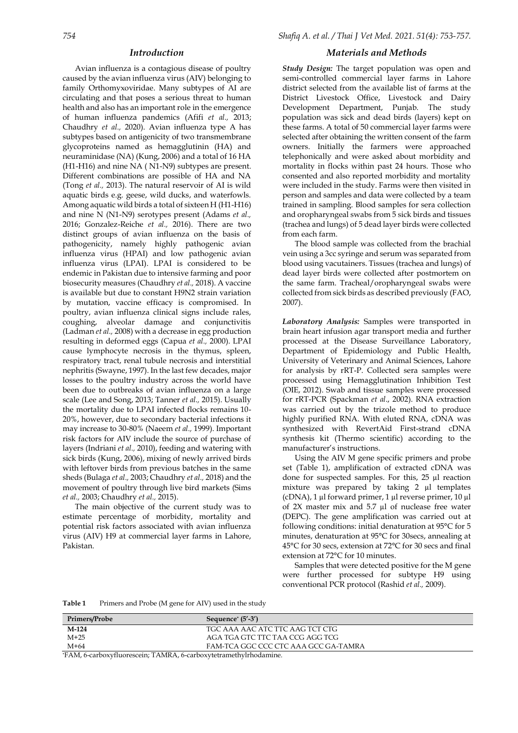## Introduction

Avian influenza is a contagious disease of poultry caused by the avian influenza virus (AIV) belonging to family Orthomyxoviridae. Many subtypes of AI are circulating and that poses a serious threat to human health and also has an important role in the emergence of human influenza pandemics (Afifi *et al.,* 2013; Chaudhry *et al.,* 2020). Avian influenza type A has subtypes based on antigenicity of two transmembrane glycoproteins named as hemagglutinin (HA) and neuraminidase (NA) (Kung, 2006) and a total of 16 HA (H1-H16) and nine NA ( N1-N9) subtypes are present. Different combinations are possible of HA and NA (Tong *et al.,* 2013). The natural reservoir of AI is wild aquatic birds e.g. geese, wild ducks, and waterfowls. Among aquatic wild birds a total of sixteen H (H1-H16) and nine N (N1-N9) serotypes present (Adams *et al.,* 2016; Gonzalez-Reiche *et al.,* 2016). There are two distinct groups of avian influenza on the basis of pathogenicity, namely highly pathogenic avian influenza virus (HPAI) and low pathogenic avian influenza virus (LPAI). LPAI is considered to be endemic in Pakistan due to intensive farming and poor biosecurity measures (Chaudhry *et al.,* 2018). A vaccine is available but due to constant H9N2 strain variation by mutation, vaccine efficacy is compromised. In poultry, avian influenza clinical signs include rales, coughing, alveolar damage and conjunctivitis (Ladman *et al.,* 2008) with a decrease in egg production resulting in deformed eggs (Capua *et al.,* 2000). LPAI cause lymphocyte necrosis in the thymus, spleen, respiratory tract, renal tubule necrosis and interstitial nephritis (Swayne, 1997). In the last few decades, major losses to the poultry industry across the world have been due to outbreaks of avian influenza on a large scale (Lee and Song, 2013; Tanner *et al.,* 2015). Usually the mortality due to LPAI infected flocks remains 10-20%, however, due to secondary bacterial infections it may increase to 30-80% (Naeem *et al.,* 1999). Important risk factors for AIV include the source of purchase of layers (Indriani *et al.,* 2010), feeding and watering with sick birds (Kung, 2006), mixing of newly arrived birds with leftover birds from previous batches in the same sheds (Bulaga *et al.,* 2003; Chaudhry *et al.,* 2018) and the movement of poultry through live bird markets (Sims *et al.,* 2003; Chaudhry *et al.,* 2015).

The main objective of the current study was to estimate percentage of morbidity, mortality and potential risk factors associated with avian influenza virus (AIV) H9 at commercial layer farms in Lahore, Pakistan.

## Materials and Methods

***Study Design:*** The target population was open and semi-controlled commercial layer farms in Lahore district selected from the available list of farms at the District Livestock Office, Livestock and Dairy Development Department, Punjab. The study population was sick and dead birds (layers) kept on these farms. A total of 50 commercial layer farms were selected after obtaining the written consent of the farm owners. Initially the farmers were approached telephonically and were asked about morbidity and mortality in flocks within past 24 hours. Those who consented and also reported morbidity and mortality were included in the study. Farms were then visited in person and samples and data were collected by a team trained in sampling. Blood samples for sera collection and oropharyngeal swabs from 5 sick birds and tissues (trachea and lungs) of 5 dead layer birds were collected from each farm.

The blood sample was collected from the brachial vein using a 3cc syringe and serum was separated from blood using vacutainers. Tissues (trachea and lungs) of dead layer birds were collected after postmortem on the same farm. Tracheal/oropharyngeal swabs were collected from sick birds as described previously (FAO, 2007).

***Laboratory Analysis:*** Samples were transported in brain heart infusion agar transport media and further processed at the Disease Surveillance Laboratory, Department of Epidemiology and Public Health, University of Veterinary and Animal Sciences, Lahore for analysis by rRT-P. Collected sera samples were processed using Hemagglutination Inhibition Test (OIE, 2012). Swab and tissue samples were processed for rRT-PCR (Spackman *et al*., 2002). RNA extraction was carried out by the trizole method to produce highly purified RNA. With eluted RNA, cDNA was synthesized with RevertAid First-strand cDNA synthesis kit (Thermo scientific) according to the manufacturer's instructions.

Using the AIV M gene specific primers and probe set (Table 1), amplification of extracted cDNA was done for suspected samples. For this, 25 µl reaction mixture was prepared by taking 2 µl templates (cDNA), 1 µl forward primer, 1 µl reverse primer, 10 µl of 2X master mix and 5.7 µl of nuclease free water (DEPC). The gene amplification was carried out at following conditions: initial denaturation at 95°C for 5 minutes, denaturation at 95°C for 30secs, annealing at 45°C for 30 secs, extension at 72°C for 30 secs and final extension at 72°C for 10 minutes.

Samples that were detected positive for the M gene were further processed for subtype H9 using conventional PCR protocol (Rashid *et al.,* 2009).

**Table 1** Primers and Probe (M gene for AIV) used in the study

| Primers/Probe | Sequence* (5'-3') |
|---|---|
| **M-124** | TGC AAA AAC ATC TTC AAG TCT CTG |
| M+25 | AGA TGA GTC TTC TAA CCG AGG TCG |
| M+64 | FAM-TCA GGC CCC CTC AAA GCC GA-TAMRA |

*FAM, 6-carboxyfluorescein; TAMRA, 6-carboxytetramethylrhodamine.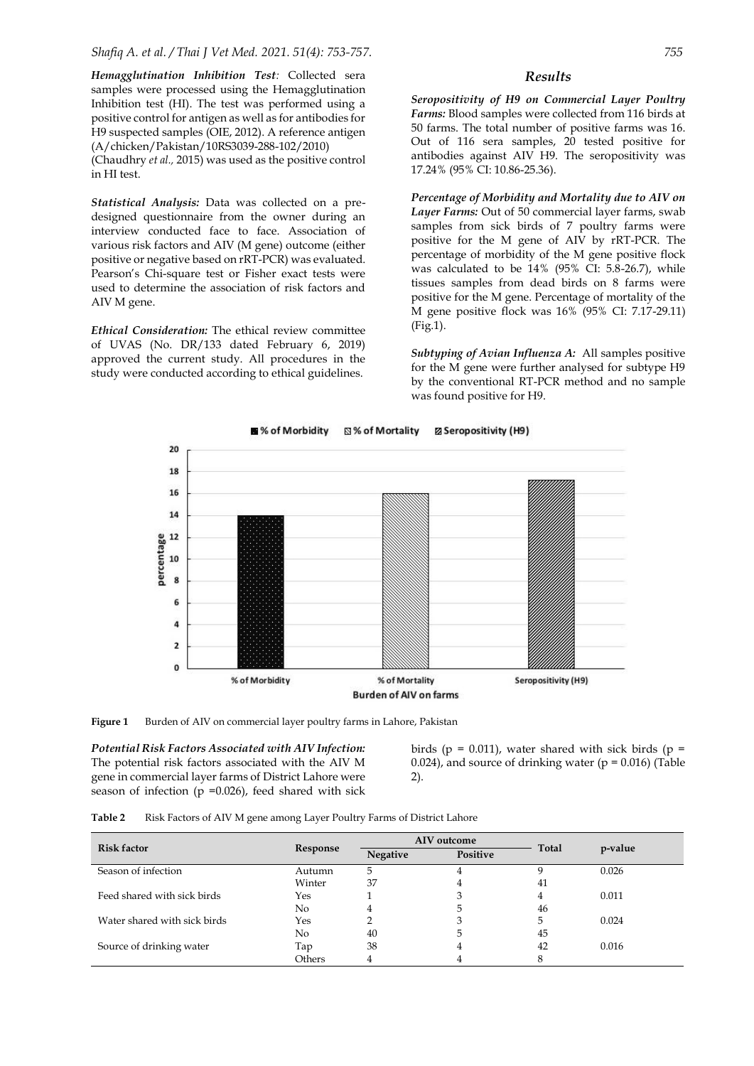***Hemagglutination Inhibition Test:*** Collected sera samples were processed using the Hemagglutination Inhibition test (HI). The test was performed using a positive control for antigen as well as for antibodies for H9 suspected samples (OIE, 2012). A reference antigen (A/chicken/Pakistan/10RS3039-288-102/2010) (Chaudhry *et al.,* 2015) was used as the positive control in HI test.

***Statistical Analysis:*** Data was collected on a pre-designed questionnaire from the owner during an interview conducted face to face. Association of various risk factors and AIV (M gene) outcome (either positive or negative based on rRT-PCR) was evaluated. Pearson's Chi-square test or Fisher exact tests were used to determine the association of risk factors and AIV M gene.

***Ethical Consideration:*** The ethical review committee of UVAS (No. DR/133 dated February 6, 2019) approved the current study. All procedures in the study were conducted according to ethical guidelines.

## Results

***Seropositivity of H9 on Commercial Layer Poultry Farms:*** Blood samples were collected from 116 birds at 50 farms. The total number of positive farms was 16. Out of 116 sera samples, 20 tested positive for antibodies against AIV H9. The seropositivity was 17.24% (95% CI: 10.86-25.36).

***Percentage of Morbidity and Mortality due to AIV on Layer Farms:*** Out of 50 commercial layer farms, swab samples from sick birds of 7 poultry farms were positive for the M gene of AIV by rRT-PCR. The percentage of morbidity of the M gene positive flock was calculated to be 14% (95% CI: 5.8-26.7), while tissues samples from dead birds on 8 farms were positive for the M gene. Percentage of mortality of the M gene positive flock was 16% (95% CI: 7.17-29.11) (Fig.1).

***Subtyping of Avian Influenza A:*** All samples positive for the M gene were further analysed for subtype H9 by the conventional RT-PCR method and no sample was found positive for H9.

**Figure 1** Burden of AIV on commercial layer poultry farms in Lahore, Pakistan

***Potential Risk Factors Associated with AIV Infection:*** The potential risk factors associated with the AIV M gene in commercial layer farms of District Lahore were season of infection (p =0.026), feed shared with sick birds (p = 0.011), water shared with sick birds (p = 0.024), and source of drinking water (p = 0.016) (Table 2).

**Table 2** Risk Factors of AIV M gene among Layer Poultry Farms of District Lahore

| Risk factor | Response | AIV outcome | | Total | p-value |
|---|---|---|---|---|---|
| | | Negative | Positive | | |
| Season of infection | Autumn | 5 | 4 | 9 | 0.026 |
| | Winter | 37 | 4 | 41 | |
| Feed shared with sick birds | Yes | 1 | 3 | 4 | 0.011 |
| | No | 4 | 5 | 46 | |
| Water shared with sick birds | Yes | 2 | 3 | 5 | 0.024 |
| | No | 40 | 5 | 45 | |
| Source of drinking water | Tap | 38 | 4 | 42 | 0.016 |
| | Others | 4 | 4 | 8 | |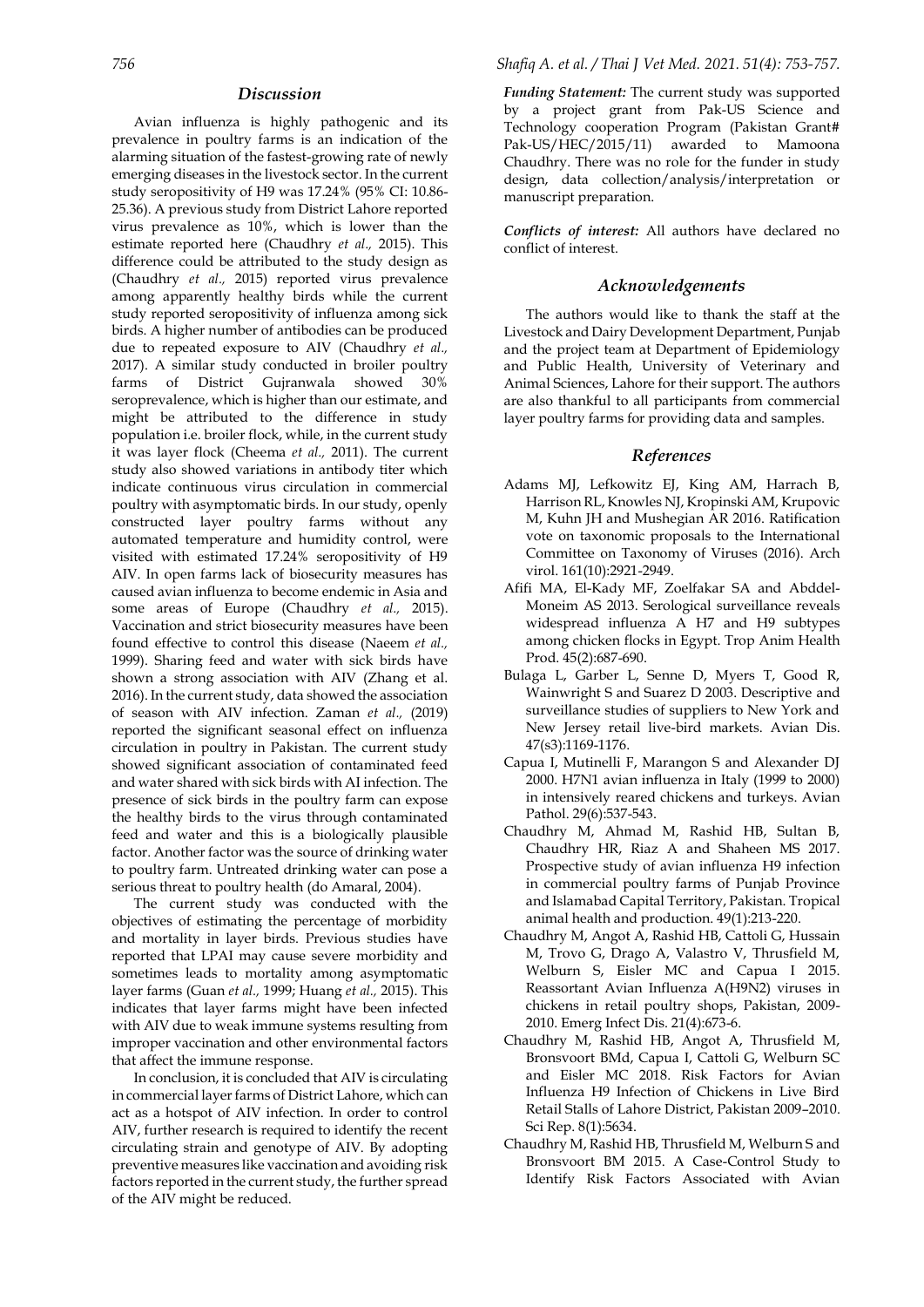## Discussion

Avian influenza is highly pathogenic and its prevalence in poultry farms is an indication of the alarming situation of the fastest-growing rate of newly emerging diseases in the livestock sector. In the current study seropositivity of H9 was 17.24% (95% CI: 10.86-25.36). A previous study from District Lahore reported virus prevalence as 10%, which is lower than the estimate reported here (Chaudhry *et al.,* 2015). This difference could be attributed to the study design as (Chaudhry *et al.,* 2015) reported virus prevalence among apparently healthy birds while the current study reported seropositivity of influenza among sick birds. A higher number of antibodies can be produced due to repeated exposure to AIV (Chaudhry *et al.,* 2017). A similar study conducted in broiler poultry farms of District Gujranwala showed 30% seroprevalence, which is higher than our estimate, and might be attributed to the difference in study population i.e. broiler flock, while, in the current study it was layer flock (Cheema *et al.,* 2011). The current study also showed variations in antibody titer which indicate continuous virus circulation in commercial poultry with asymptomatic birds. In our study, openly constructed layer poultry farms without any automated temperature and humidity control, were visited with estimated 17.24% seropositivity of H9 AIV. In open farms lack of biosecurity measures has caused avian influenza to become endemic in Asia and some areas of Europe (Chaudhry *et al.,* 2015). Vaccination and strict biosecurity measures have been found effective to control this disease (Naeem *et al.,* 1999). Sharing feed and water with sick birds have shown a strong association with AIV (Zhang et al. 2016). In the current study, data showed the association of season with AIV infection. Zaman *et al.,* (2019) reported the significant seasonal effect on influenza circulation in poultry in Pakistan. The current study showed significant association of contaminated feed and water shared with sick birds with AI infection. The presence of sick birds in the poultry farm can expose the healthy birds to the virus through contaminated feed and water and this is a biologically plausible factor. Another factor was the source of drinking water to poultry farm. Untreated drinking water can pose a serious threat to poultry health (do Amaral, 2004).

The current study was conducted with the objectives of estimating the percentage of morbidity and mortality in layer birds. Previous studies have reported that LPAI may cause severe morbidity and sometimes leads to mortality among asymptomatic layer farms (Guan *et al.,* 1999; Huang *et al.,* 2015). This indicates that layer farms might have been infected with AIV due to weak immune systems resulting from improper vaccination and other environmental factors that affect the immune response.

In conclusion, it is concluded that AIV is circulating in commercial layer farms of District Lahore, which can act as a hotspot of AIV infection. In order to control AIV, further research is required to identify the recent circulating strain and genotype of AIV. By adopting preventive measures like vaccination and avoiding risk factors reported in the current study, the further spread of the AIV might be reduced.

***Funding Statement:*** The current study was supported by a project grant from Pak-US Science and Technology cooperation Program (Pakistan Grant# Pak-US/HEC/2015/11) awarded to Mamoona Chaudhry. There was no role for the funder in study design, data collection/analysis/interpretation or manuscript preparation.

***Conflicts of interest:*** All authors have declared no conflict of interest.

## Acknowledgements

The authors would like to thank the staff at the Livestock and Dairy Development Department, Punjab and the project team at Department of Epidemiology and Public Health, University of Veterinary and Animal Sciences, Lahore for their support. The authors are also thankful to all participants from commercial layer poultry farms for providing data and samples.

## References

Adams MJ, Lefkowitz EJ, King AM, Harrach B, Harrison RL, Knowles NJ, Kropinski AM, Krupovic M, Kuhn JH and Mushegian AR 2016. Ratification vote on taxonomic proposals to the International Committee on Taxonomy of Viruses (2016). Arch virol. 161(10):2921-2949.

Afifi MA, El-Kady MF, Zoelfakar SA and Abddel-Moneim AS 2013. Serological surveillance reveals widespread influenza A H7 and H9 subtypes among chicken flocks in Egypt. Trop Anim Health Prod. 45(2):687-690.

Bulaga L, Garber L, Senne D, Myers T, Good R, Wainwright S and Suarez D 2003. Descriptive and surveillance studies of suppliers to New York and New Jersey retail live-bird markets. Avian Dis. 47(s3):1169-1176.

Capua I, Mutinelli F, Marangon S and Alexander DJ 2000. H7N1 avian influenza in Italy (1999 to 2000) in intensively reared chickens and turkeys. Avian Pathol. 29(6):537-543.

Chaudhry M, Ahmad M, Rashid HB, Sultan B, Chaudhry HR, Riaz A and Shaheen MS 2017. Prospective study of avian influenza H9 infection in commercial poultry farms of Punjab Province and Islamabad Capital Territory, Pakistan. Tropical animal health and production. 49(1):213-220.

Chaudhry M, Angot A, Rashid HB, Cattoli G, Hussain M, Trovo G, Drago A, Valastro V, Thrusfield M, Welburn S, Eisler MC and Capua I 2015. Reassortant Avian Influenza A(H9N2) viruses in chickens in retail poultry shops, Pakistan, 2009-2010. Emerg Infect Dis. 21(4):673-6.

Chaudhry M, Rashid HB, Angot A, Thrusfield M, Bronsvoort BMd, Capua I, Cattoli G, Welburn SC and Eisler MC 2018. Risk Factors for Avian Influenza H9 Infection of Chickens in Live Bird Retail Stalls of Lahore District, Pakistan 2009–2010. Sci Rep. 8(1):5634.

Chaudhry M, Rashid HB, Thrusfield M, Welburn S and Bronsvoort BM 2015. A Case-Control Study to Identify Risk Factors Associated with Avian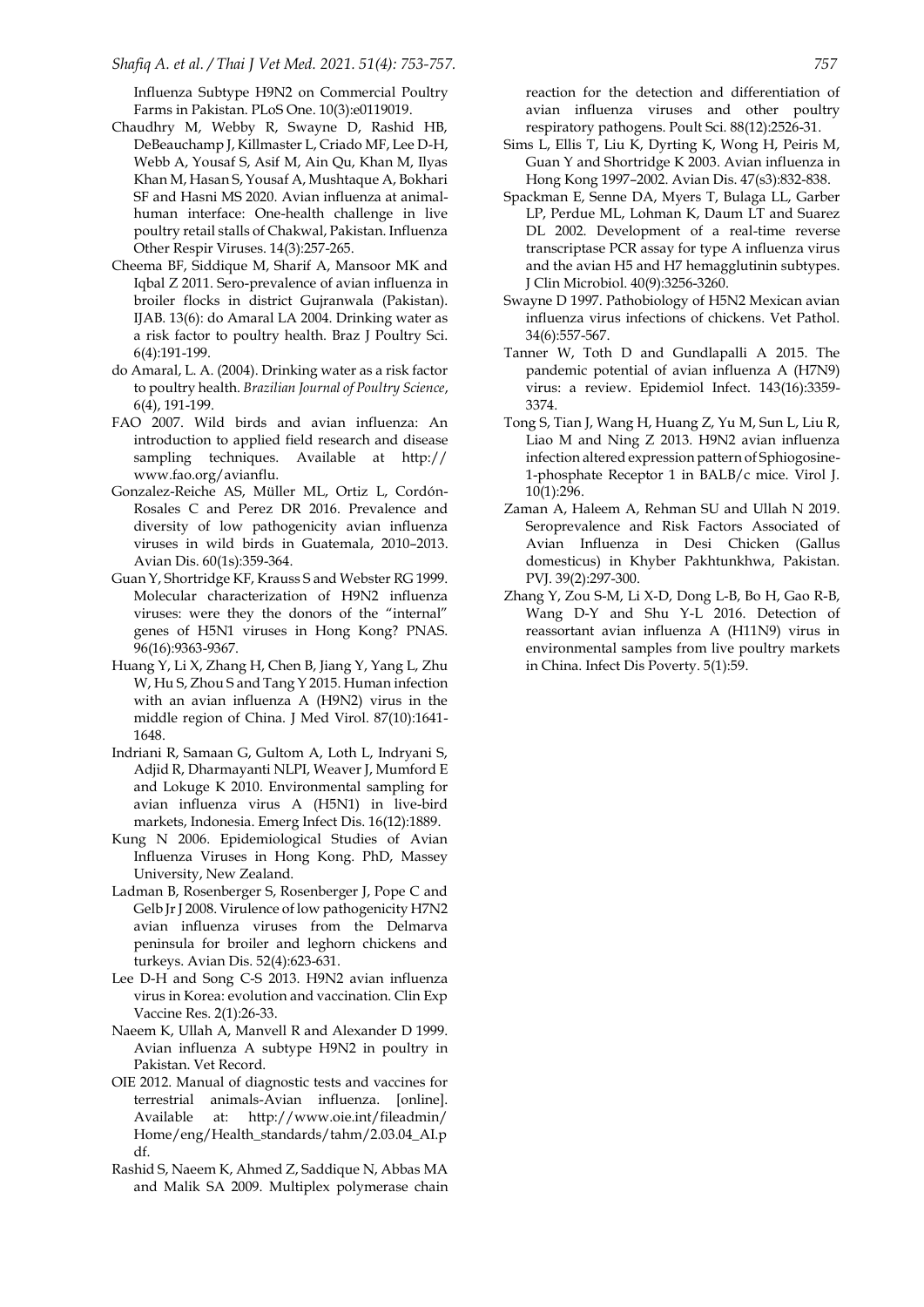Influenza Subtype H9N2 on Commercial Poultry Farms in Pakistan. PLoS One. 10(3):e0119019.

Chaudhry M, Webby R, Swayne D, Rashid HB, DeBeauchamp J, Killmaster L, Criado MF, Lee D-H, Webb A, Yousaf S, Asif M, Ain Qu, Khan M, Ilyas Khan M, Hasan S, Yousaf A, Mushtaque A, Bokhari SF and Hasni MS 2020. Avian influenza at animal-human interface: One-health challenge in live poultry retail stalls of Chakwal, Pakistan. Influenza Other Respir Viruses. 14(3):257-265.

Cheema BF, Siddique M, Sharif A, Mansoor MK and Iqbal Z 2011. Sero-prevalence of avian influenza in broiler flocks in district Gujranwala (Pakistan). IJAB. 13(6): do Amaral LA 2004. Drinking water as a risk factor to poultry health. Braz J Poultry Sci. 6(4):191-199.

do Amaral, L. A. (2004). Drinking water as a risk factor to poultry health. *Brazilian Journal of Poultry Science*, 6(4), 191-199.

FAO 2007. Wild birds and avian influenza: An introduction to applied field research and disease sampling techniques. Available at http://www.fao.org/avianflu.

Gonzalez-Reiche AS, Müller ML, Ortiz L, Cordón-Rosales C and Perez DR 2016. Prevalence and diversity of low pathogenicity avian influenza viruses in wild birds in Guatemala, 2010–2013. Avian Dis. 60(1s):359-364.

Guan Y, Shortridge KF, Krauss S and Webster RG 1999. Molecular characterization of H9N2 influenza viruses: were they the donors of the "internal" genes of H5N1 viruses in Hong Kong? PNAS. 96(16):9363-9367.

Huang Y, Li X, Zhang H, Chen B, Jiang Y, Yang L, Zhu W, Hu S, Zhou S and Tang Y 2015. Human infection with an avian influenza A (H9N2) virus in the middle region of China. J Med Virol. 87(10):1641-1648.

Indriani R, Samaan G, Gultom A, Loth L, Indryani S, Adjid R, Dharmayanti NLPI, Weaver J, Mumford E and Lokuge K 2010. Environmental sampling for avian influenza virus A (H5N1) in live-bird markets, Indonesia. Emerg Infect Dis. 16(12):1889.

Kung N 2006. Epidemiological Studies of Avian Influenza Viruses in Hong Kong. PhD, Massey University, New Zealand.

Ladman B, Rosenberger S, Rosenberger J, Pope C and Gelb Jr J 2008. Virulence of low pathogenicity H7N2 avian influenza viruses from the Delmarva peninsula for broiler and leghorn chickens and turkeys. Avian Dis. 52(4):623-631.

Lee D-H and Song C-S 2013. H9N2 avian influenza virus in Korea: evolution and vaccination. Clin Exp Vaccine Res. 2(1):26-33.

Naeem K, Ullah A, Manvell R and Alexander D 1999. Avian influenza A subtype H9N2 in poultry in Pakistan. Vet Record.

OIE 2012. Manual of diagnostic tests and vaccines for terrestrial animals-Avian influenza. [online]. Available at: http://www.oie.int/fileadmin/Home/eng/Health_standards/tahm/2.03.04_AI.pdf.

Rashid S, Naeem K, Ahmed Z, Saddique N, Abbas MA and Malik SA 2009. Multiplex polymerase chain reaction for the detection and differentiation of avian influenza viruses and other poultry respiratory pathogens. Poult Sci. 88(12):2526-31.

Sims L, Ellis T, Liu K, Dyrting K, Wong H, Peiris M, Guan Y and Shortridge K 2003. Avian influenza in Hong Kong 1997–2002. Avian Dis. 47(s3):832-838.

Spackman E, Senne DA, Myers T, Bulaga LL, Garber LP, Perdue ML, Lohman K, Daum LT and Suarez DL 2002. Development of a real-time reverse transcriptase PCR assay for type A influenza virus and the avian H5 and H7 hemagglutinin subtypes. J Clin Microbiol. 40(9):3256-3260.

Swayne D 1997. Pathobiology of H5N2 Mexican avian influenza virus infections of chickens. Vet Pathol. 34(6):557-567.

Tanner W, Toth D and Gundlapalli A 2015. The pandemic potential of avian influenza A (H7N9) virus: a review. Epidemiol Infect. 143(16):3359-3374.

Tong S, Tian J, Wang H, Huang Z, Yu M, Sun L, Liu R, Liao M and Ning Z 2013. H9N2 avian influenza infection altered expression pattern of Sphiogosine-1-phosphate Receptor 1 in BALB/c mice. Virol J. 10(1):296.

Zaman A, Haleem A, Rehman SU and Ullah N 2019. Seroprevalence and Risk Factors Associated of Avian Influenza in Desi Chicken (Gallus domesticus) in Khyber Pakhtunkhwa, Pakistan. PVJ. 39(2):297-300.

Zhang Y, Zou S-M, Li X-D, Dong L-B, Bo H, Gao R-B, Wang D-Y and Shu Y-L 2016. Detection of reassortant avian influenza A (H11N9) virus in environmental samples from live poultry markets in China. Infect Dis Poverty. 5(1):59.